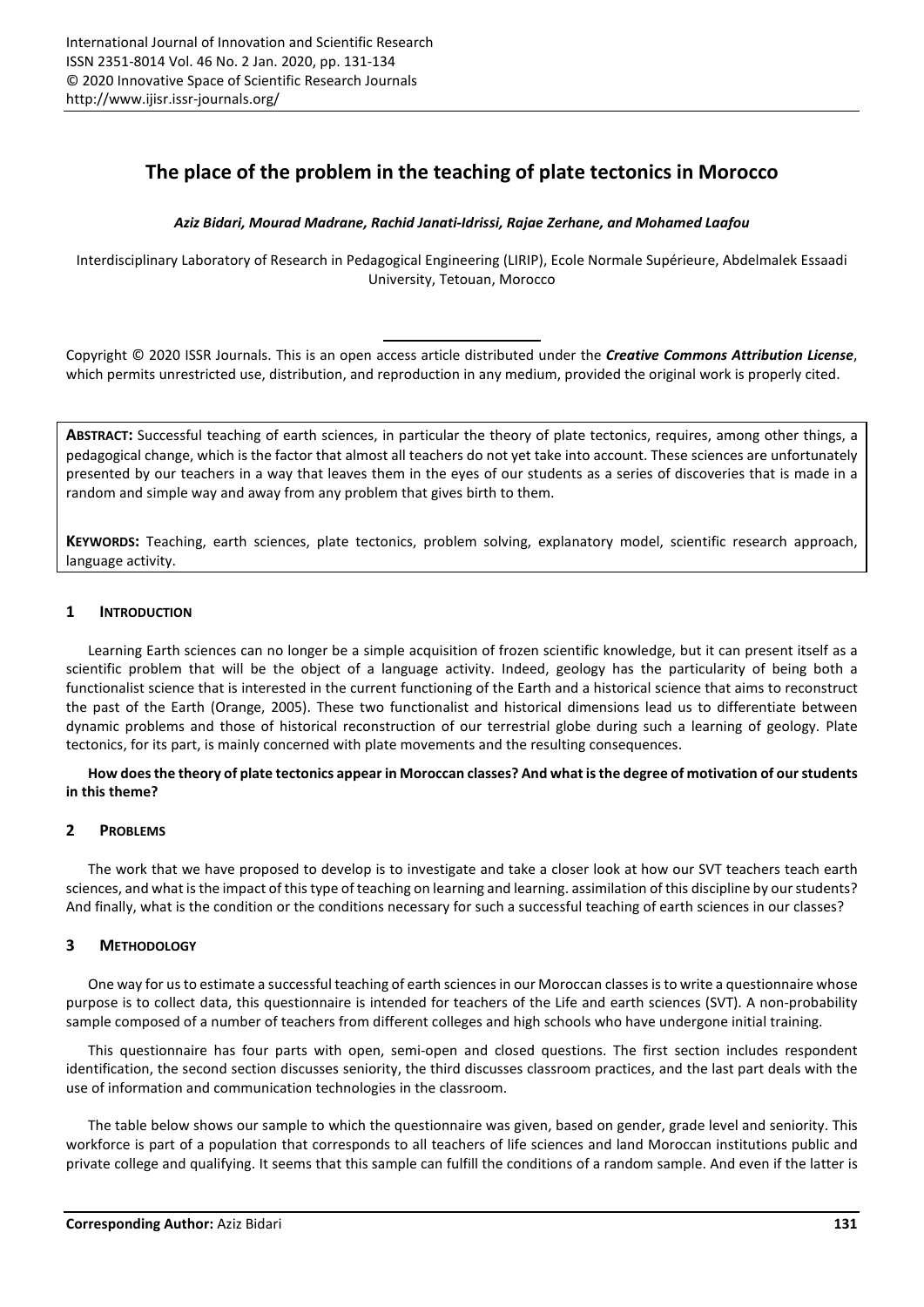# The place of the problem in the teaching of plate tectonics in Morocco

***Aziz Bidari, Mourad Madrane, Rachid Janati-Idrissi, Rajae Zerhane, and Mohamed Laafou***

Interdisciplinary Laboratory of Research in Pedagogical Engineering (LIRIP), Ecole Normale Supérieure, Abdelmalek Essaadi University, Tetouan, Morocco

---

Copyright © 2020 ISSR Journals. This is an open access article distributed under the ***Creative Commons Attribution License***, which permits unrestricted use, distribution, and reproduction in any medium, provided the original work is properly cited.

**ABSTRACT:** Successful teaching of earth sciences, in particular the theory of plate tectonics, requires, among other things, a pedagogical change, which is the factor that almost all teachers do not yet take into account. These sciences are unfortunately presented by our teachers in a way that leaves them in the eyes of our students as a series of discoveries that is made in a random and simple way and away from any problem that gives birth to them.

**KEYWORDS:** Teaching, earth sciences, plate tectonics, problem solving, explanatory model, scientific research approach, language activity.

## 1 INTRODUCTION

Learning Earth sciences can no longer be a simple acquisition of frozen scientific knowledge, but it can present itself as a scientific problem that will be the object of a language activity. Indeed, geology has the particularity of being both a functionalist science that is interested in the current functioning of the Earth and a historical science that aims to reconstruct the past of the Earth (Orange, 2005). These two functionalist and historical dimensions lead us to differentiate between dynamic problems and those of historical reconstruction of our terrestrial globe during such a learning of geology. Plate tectonics, for its part, is mainly concerned with plate movements and the resulting consequences.

**How does the theory of plate tectonics appear in Moroccan classes? And what is the degree of motivation of our students in this theme?**

## 2 PROBLEMS

The work that we have proposed to develop is to investigate and take a closer look at how our SVT teachers teach earth sciences, and what is the impact of this type of teaching on learning and learning. assimilation of this discipline by our students? And finally, what is the condition or the conditions necessary for such a successful teaching of earth sciences in our classes?

## 3 METHODOLOGY

One way for us to estimate a successful teaching of earth sciences in our Moroccan classes is to write a questionnaire whose purpose is to collect data, this questionnaire is intended for teachers of the Life and earth sciences (SVT). A non-probability sample composed of a number of teachers from different colleges and high schools who have undergone initial training.

This questionnaire has four parts with open, semi-open and closed questions. The first section includes respondent identification, the second section discusses seniority, the third discusses classroom practices, and the last part deals with the use of information and communication technologies in the classroom.

The table below shows our sample to which the questionnaire was given, based on gender, grade level and seniority. This workforce is part of a population that corresponds to all teachers of life sciences and land Moroccan institutions public and private college and qualifying. It seems that this sample can fulfill the conditions of a random sample. And even if the latter is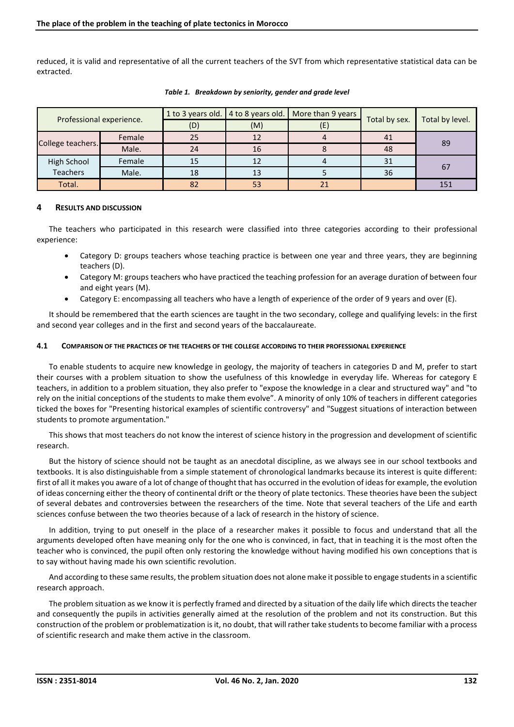reduced, it is valid and representative of all the current teachers of the SVT from which representative statistical data can be extracted.

*Table 1. Breakdown by seniority, gender and grade level*

| Professional experience. | | 1 to 3 years old. (D) | 4 to 8 years old. (M) | More than 9 years (E) | Total by sex. | Total by level. |
|---|---|---|---|---|---|---|
| College teachers. | Female | 25 | 12 | 4 | 41 | 89 |
| | Male. | 24 | 16 | 8 | 48 | |
| High School Teachers | Female | 15 | 12 | 4 | 31 | 67 |
| | Male. | 18 | 13 | 5 | 36 | |
| Total. | | 82 | 53 | 21 | | 151 |

## 4 Results and Discussion

The teachers who participated in this research were classified into three categories according to their professional experience:

- Category D: groups teachers whose teaching practice is between one year and three years, they are beginning teachers (D).
- Category M: groups teachers who have practiced the teaching profession for an average duration of between four and eight years (M).
- Category E: encompassing all teachers who have a length of experience of the order of 9 years and over (E).

It should be remembered that the earth sciences are taught in the two secondary, college and qualifying levels: in the first and second year colleges and in the first and second years of the baccalaureate.

### 4.1 Comparison of the practices of the teachers of the college according to their professional experience

To enable students to acquire new knowledge in geology, the majority of teachers in categories D and M, prefer to start their courses with a problem situation to show the usefulness of this knowledge in everyday life. Whereas for category E teachers, in addition to a problem situation, they also prefer to "expose the knowledge in a clear and structured way" and "to rely on the initial conceptions of the students to make them evolve". A minority of only 10% of teachers in different categories ticked the boxes for "Presenting historical examples of scientific controversy" and "Suggest situations of interaction between students to promote argumentation."

This shows that most teachers do not know the interest of science history in the progression and development of scientific research.

But the history of science should not be taught as an anecdotal discipline, as we always see in our school textbooks and textbooks. It is also distinguishable from a simple statement of chronological landmarks because its interest is quite different: first of all it makes you aware of a lot of change of thought that has occurred in the evolution of ideas for example, the evolution of ideas concerning either the theory of continental drift or the theory of plate tectonics. These theories have been the subject of several debates and controversies between the researchers of the time. Note that several teachers of the Life and earth sciences confuse between the two theories because of a lack of research in the history of science.

In addition, trying to put oneself in the place of a researcher makes it possible to focus and understand that all the arguments developed often have meaning only for the one who is convinced, in fact, that in teaching it is the most often the teacher who is convinced, the pupil often only restoring the knowledge without having modified his own conceptions that is to say without having made his own scientific revolution.

And according to these same results, the problem situation does not alone make it possible to engage students in a scientific research approach.

The problem situation as we know it is perfectly framed and directed by a situation of the daily life which directs the teacher and consequently the pupils in activities generally aimed at the resolution of the problem and not its construction. But this construction of the problem or problematization is it, no doubt, that will rather take students to become familiar with a process of scientific research and make them active in the classroom.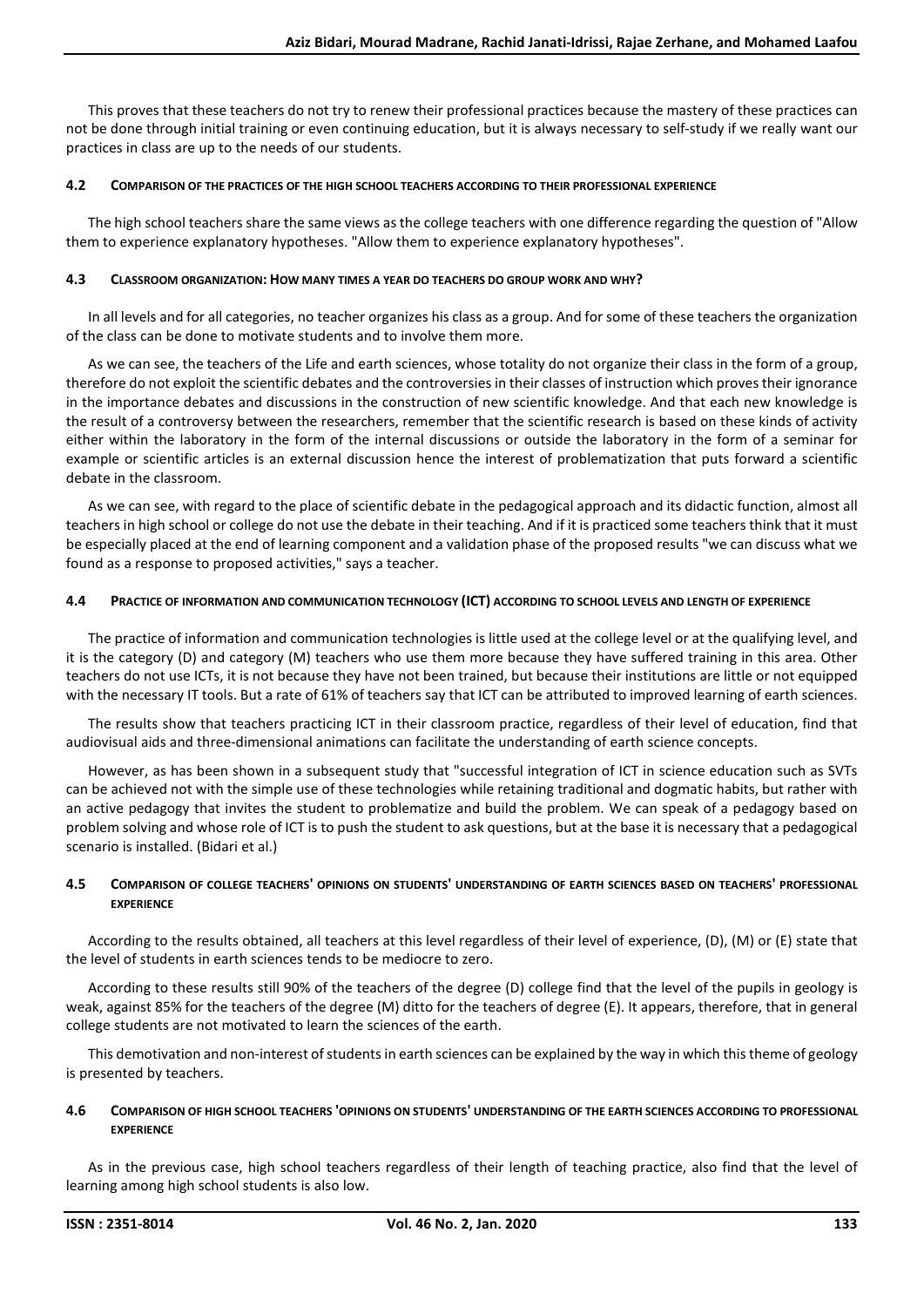This proves that these teachers do not try to renew their professional practices because the mastery of these practices can not be done through initial training or even continuing education, but it is always necessary to self-study if we really want our practices in class are up to the needs of our students.

### 4.2 Comparison of the practices of the high school teachers according to their professional experience

The high school teachers share the same views as the college teachers with one difference regarding the question of "Allow them to experience explanatory hypotheses. "Allow them to experience explanatory hypotheses".

### 4.3 Classroom organization: How many times a year do teachers do group work and why?

In all levels and for all categories, no teacher organizes his class as a group. And for some of these teachers the organization of the class can be done to motivate students and to involve them more.

As we can see, the teachers of the Life and earth sciences, whose totality do not organize their class in the form of a group, therefore do not exploit the scientific debates and the controversies in their classes of instruction which proves their ignorance in the importance debates and discussions in the construction of new scientific knowledge. And that each new knowledge is the result of a controversy between the researchers, remember that the scientific research is based on these kinds of activity either within the laboratory in the form of the internal discussions or outside the laboratory in the form of a seminar for example or scientific articles is an external discussion hence the interest of problematization that puts forward a scientific debate in the classroom.

As we can see, with regard to the place of scientific debate in the pedagogical approach and its didactic function, almost all teachers in high school or college do not use the debate in their teaching. And if it is practiced some teachers think that it must be especially placed at the end of learning component and a validation phase of the proposed results "we can discuss what we found as a response to proposed activities," says a teacher.

### 4.4 Practice of information and communication technology (ICT) according to school levels and length of experience

The practice of information and communication technologies is little used at the college level or at the qualifying level, and it is the category (D) and category (M) teachers who use them more because they have suffered training in this area. Other teachers do not use ICTs, it is not because they have not been trained, but because their institutions are little or not equipped with the necessary IT tools. But a rate of 61% of teachers say that ICT can be attributed to improved learning of earth sciences.

The results show that teachers practicing ICT in their classroom practice, regardless of their level of education, find that audiovisual aids and three-dimensional animations can facilitate the understanding of earth science concepts.

However, as has been shown in a subsequent study that "successful integration of ICT in science education such as SVTs can be achieved not with the simple use of these technologies while retaining traditional and dogmatic habits, but rather with an active pedagogy that invites the student to problematize and build the problem. We can speak of a pedagogy based on problem solving and whose role of ICT is to push the student to ask questions, but at the base it is necessary that a pedagogical scenario is installed. (Bidari et al.)

### 4.5 Comparison of college teachers' opinions on students' understanding of earth sciences based on teachers' professional experience

According to the results obtained, all teachers at this level regardless of their level of experience, (D), (M) or (E) state that the level of students in earth sciences tends to be mediocre to zero.

According to these results still 90% of the teachers of the degree (D) college find that the level of the pupils in geology is weak, against 85% for the teachers of the degree (M) ditto for the teachers of degree (E). It appears, therefore, that in general college students are not motivated to learn the sciences of the earth.

This demotivation and non-interest of students in earth sciences can be explained by the way in which this theme of geology is presented by teachers.

### 4.6 Comparison of high school teachers 'opinions on students' understanding of the earth sciences according to professional experience

As in the previous case, high school teachers regardless of their length of teaching practice, also find that the level of learning among high school students is also low.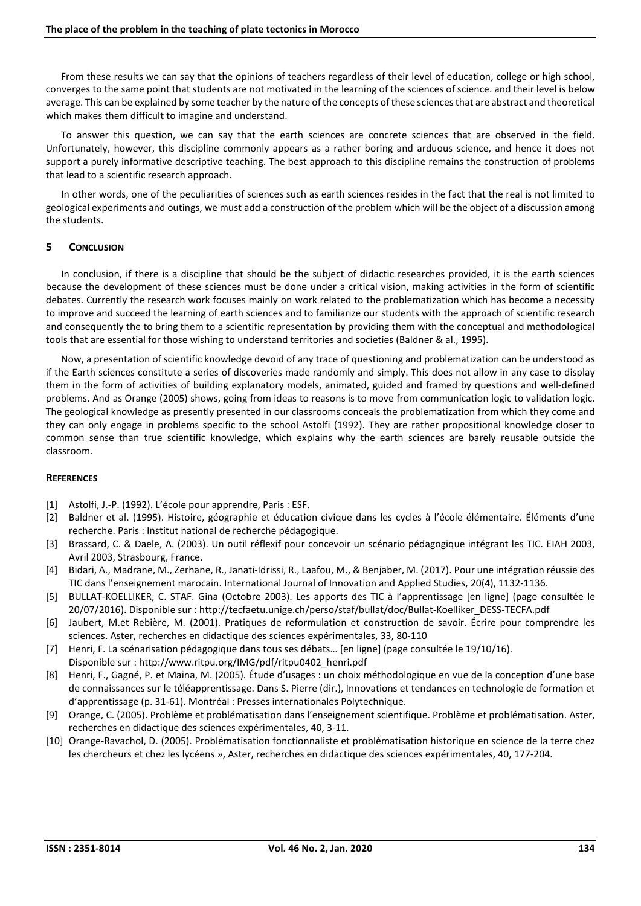From these results we can say that the opinions of teachers regardless of their level of education, college or high school, converges to the same point that students are not motivated in the learning of the sciences of science. and their level is below average. This can be explained by some teacher by the nature of the concepts of these sciences that are abstract and theoretical which makes them difficult to imagine and understand.

To answer this question, we can say that the earth sciences are concrete sciences that are observed in the field. Unfortunately, however, this discipline commonly appears as a rather boring and arduous science, and hence it does not support a purely informative descriptive teaching. The best approach to this discipline remains the construction of problems that lead to a scientific research approach.

In other words, one of the peculiarities of sciences such as earth sciences resides in the fact that the real is not limited to geological experiments and outings, we must add a construction of the problem which will be the object of a discussion among the students.

## 5 Conclusion

In conclusion, if there is a discipline that should be the subject of didactic researches provided, it is the earth sciences because the development of these sciences must be done under a critical vision, making activities in the form of scientific debates. Currently the research work focuses mainly on work related to the problematization which has become a necessity to improve and succeed the learning of earth sciences and to familiarize our students with the approach of scientific research and consequently the to bring them to a scientific representation by providing them with the conceptual and methodological tools that are essential for those wishing to understand territories and societies (Baldner & al., 1995).

Now, a presentation of scientific knowledge devoid of any trace of questioning and problematization can be understood as if the Earth sciences constitute a series of discoveries made randomly and simply. This does not allow in any case to display them in the form of activities of building explanatory models, animated, guided and framed by questions and well-defined problems. And as Orange (2005) shows, going from ideas to reasons is to move from communication logic to validation logic. The geological knowledge as presently presented in our classrooms conceals the problematization from which they come and they can only engage in problems specific to the school Astolfi (1992). They are rather propositional knowledge closer to common sense than true scientific knowledge, which explains why the earth sciences are barely reusable outside the classroom.

## References

[1] Astolfi, J.-P. (1992). L'école pour apprendre, Paris : ESF.

[2] Baldner et al. (1995). Histoire, géographie et éducation civique dans les cycles à l'école élémentaire. Éléments d'une recherche. Paris : Institut national de recherche pédagogique.

[3] Brassard, C. & Daele, A. (2003). Un outil réflexif pour concevoir un scénario pédagogique intégrant les TIC. EIAH 2003, Avril 2003, Strasbourg, France.

[4] Bidari, A., Madrane, M., Zerhane, R., Janati-Idrissi, R., Laafou, M., & Benjaber, M. (2017). Pour une intégration réussie des TIC dans l'enseignement marocain. International Journal of Innovation and Applied Studies, 20(4), 1132-1136.

[5] BULLAT-KOELLIKER, C. STAF. Gina (Octobre 2003). Les apports des TIC à l'apprentissage [en ligne] (page consultée le 20/07/2016). Disponible sur : http://tecfaetu.unige.ch/perso/staf/bullat/doc/Bullat-Koelliker_DESS-TECFA.pdf

[6] Jaubert, M.et Rebière, M. (2001). Pratiques de reformulation et construction de savoir. Écrire pour comprendre les sciences. Aster, recherches en didactique des sciences expérimentales, 33, 80-110

[7] Henri, F. La scénarisation pédagogique dans tous ses débats… [en ligne] (page consultée le 19/10/16). Disponible sur : http://www.ritpu.org/IMG/pdf/ritpu0402_henri.pdf

[8] Henri, F., Gagné, P. et Maina, M. (2005). Étude d'usages : un choix méthodologique en vue de la conception d'une base de connaissances sur le téléapprentissage. Dans S. Pierre (dir.), Innovations et tendances en technologie de formation et d'apprentissage (p. 31-61). Montréal : Presses internationales Polytechnique.

[9] Orange, C. (2005). Problème et problématisation dans l'enseignement scientifique. Problème et problématisation. Aster, recherches en didactique des sciences expérimentales, 40, 3-11.

[10] Orange-Ravachol, D. (2005). Problématisation fonctionnaliste et problématisation historique en science de la terre chez les chercheurs et chez les lycéens », Aster, recherches en didactique des sciences expérimentales, 40, 177-204.